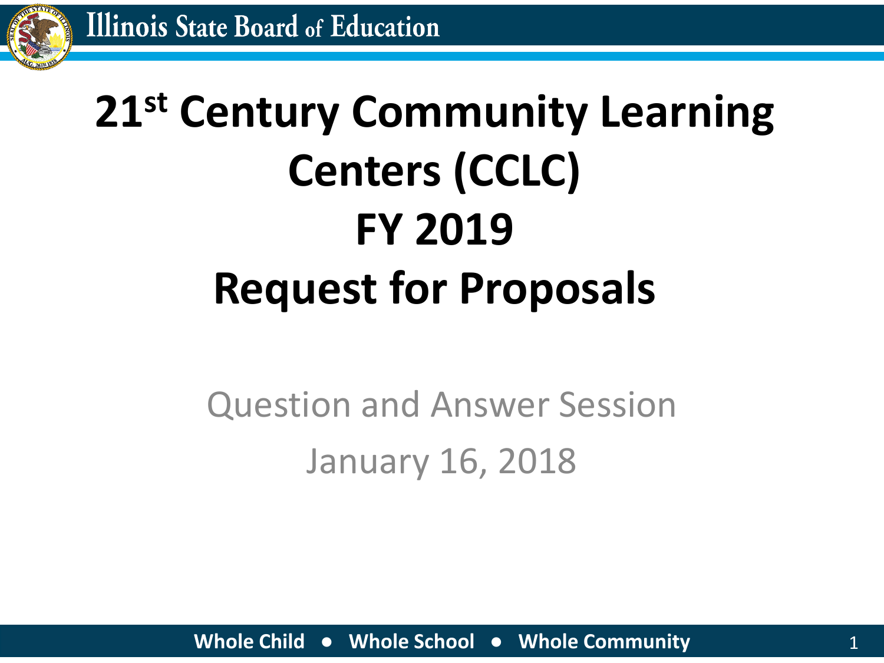# 21st Century Community Learning Centers (CCLC) FY 2019 Request for Proposals

Question and Answer Session

January 16, 2018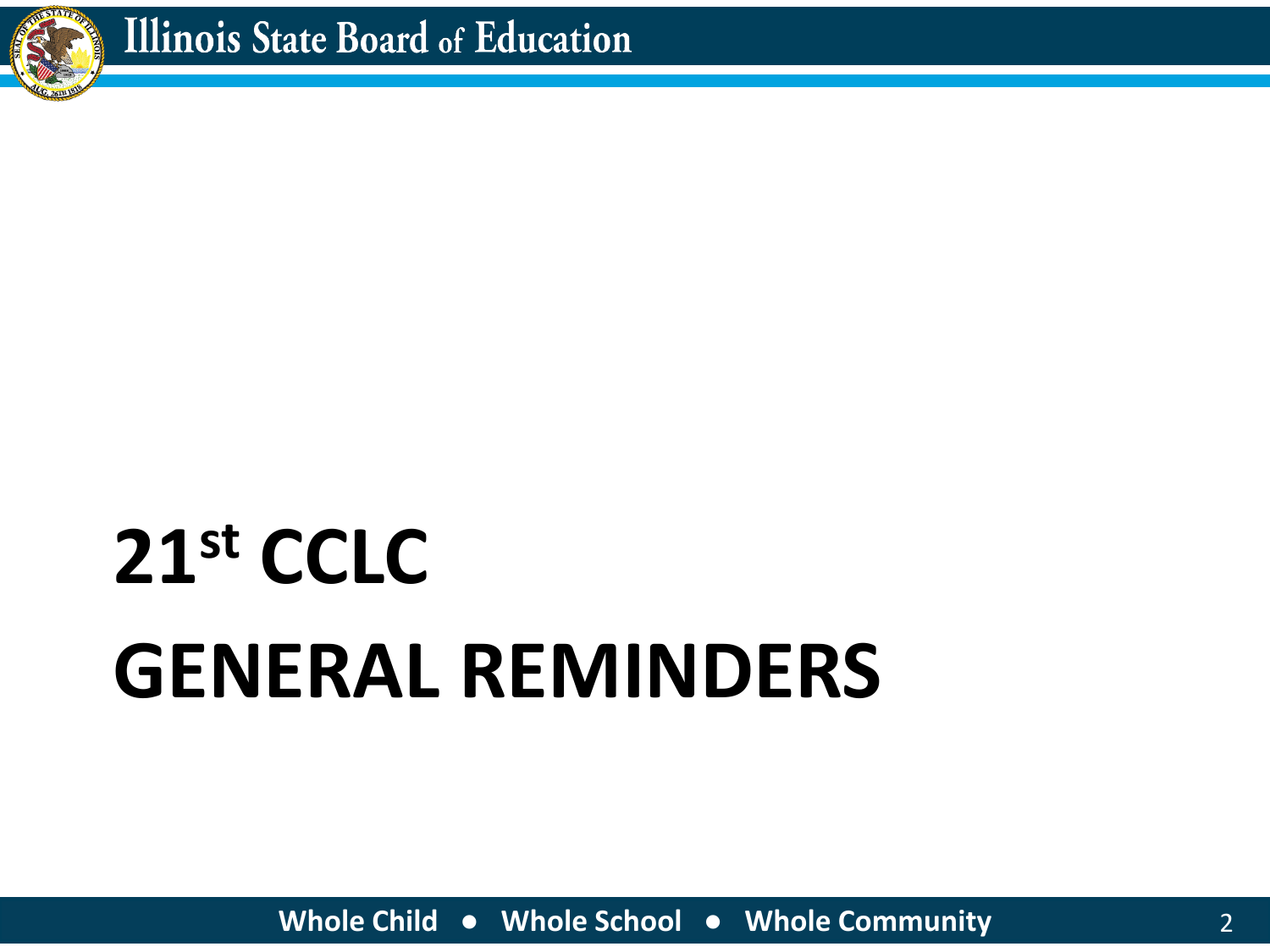# 21st CCLC GENERAL REMINDERS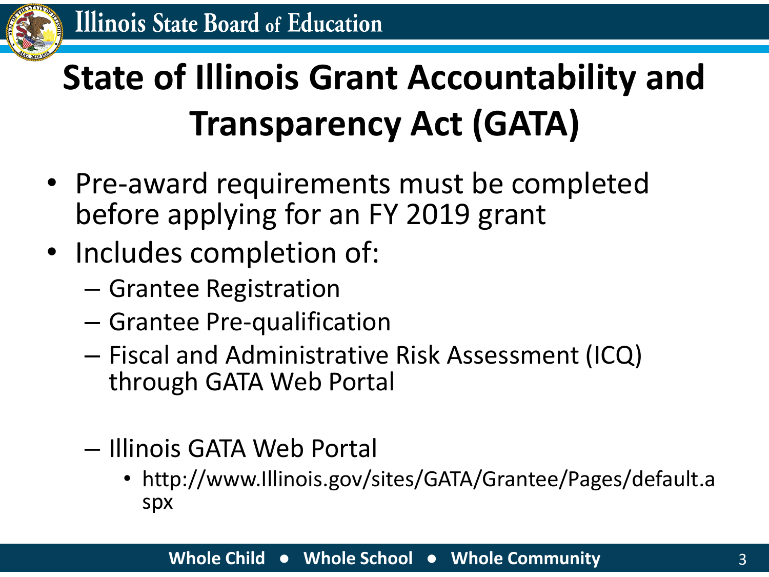# State of Illinois Grant Accountability and Transparency Act (GATA)

- Pre-award requirements must be completed before applying for an FY 2019 grant
- Includes completion of:
  - Grantee Registration
  - Grantee Pre-qualification
  - Fiscal and Administrative Risk Assessment (ICQ) through GATA Web Portal
  - Illinois GATA Web Portal
    - http://www.Illinois.gov/sites/GATA/Grantee/Pages/default.aspx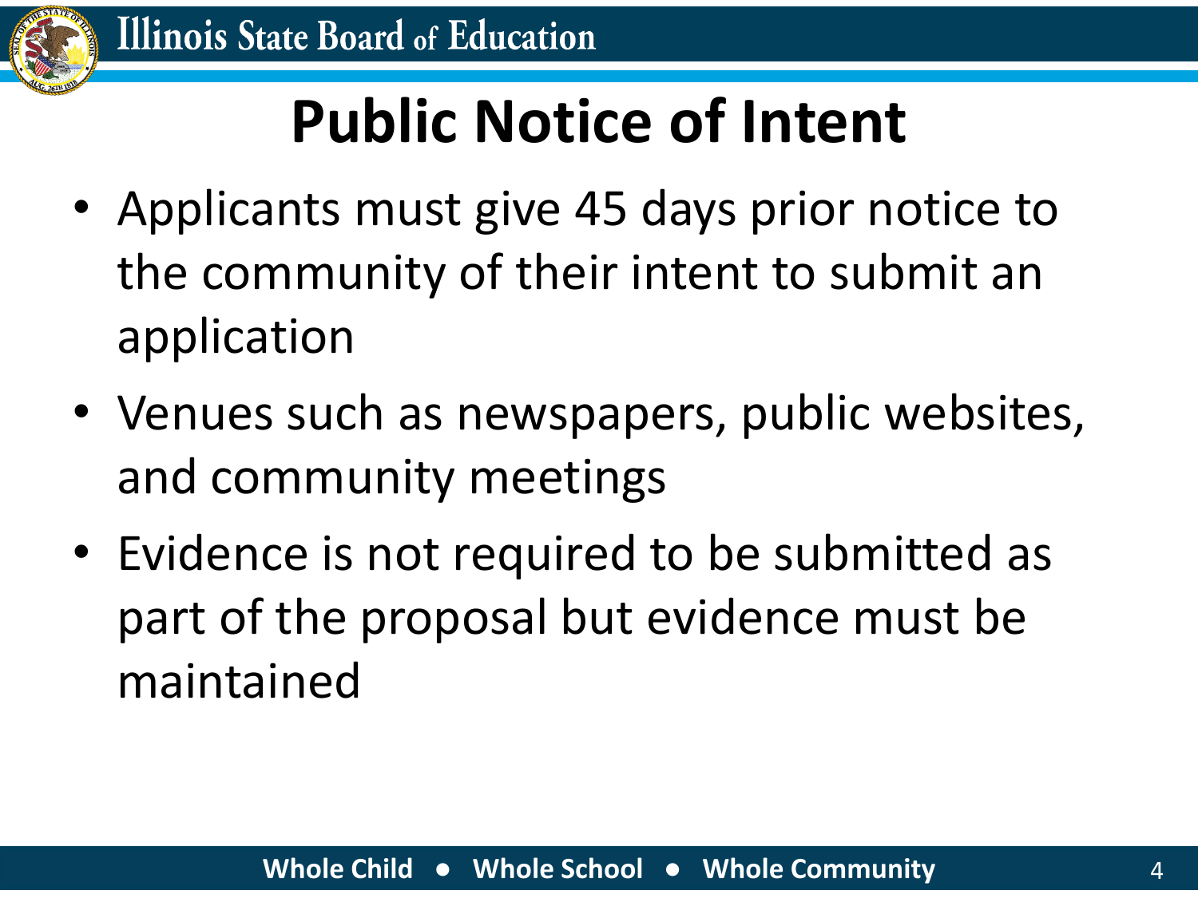# Public Notice of Intent

- Applicants must give 45 days prior notice to the community of their intent to submit an application
- Venues such as newspapers, public websites, and community meetings
- Evidence is not required to be submitted as part of the proposal but evidence must be maintained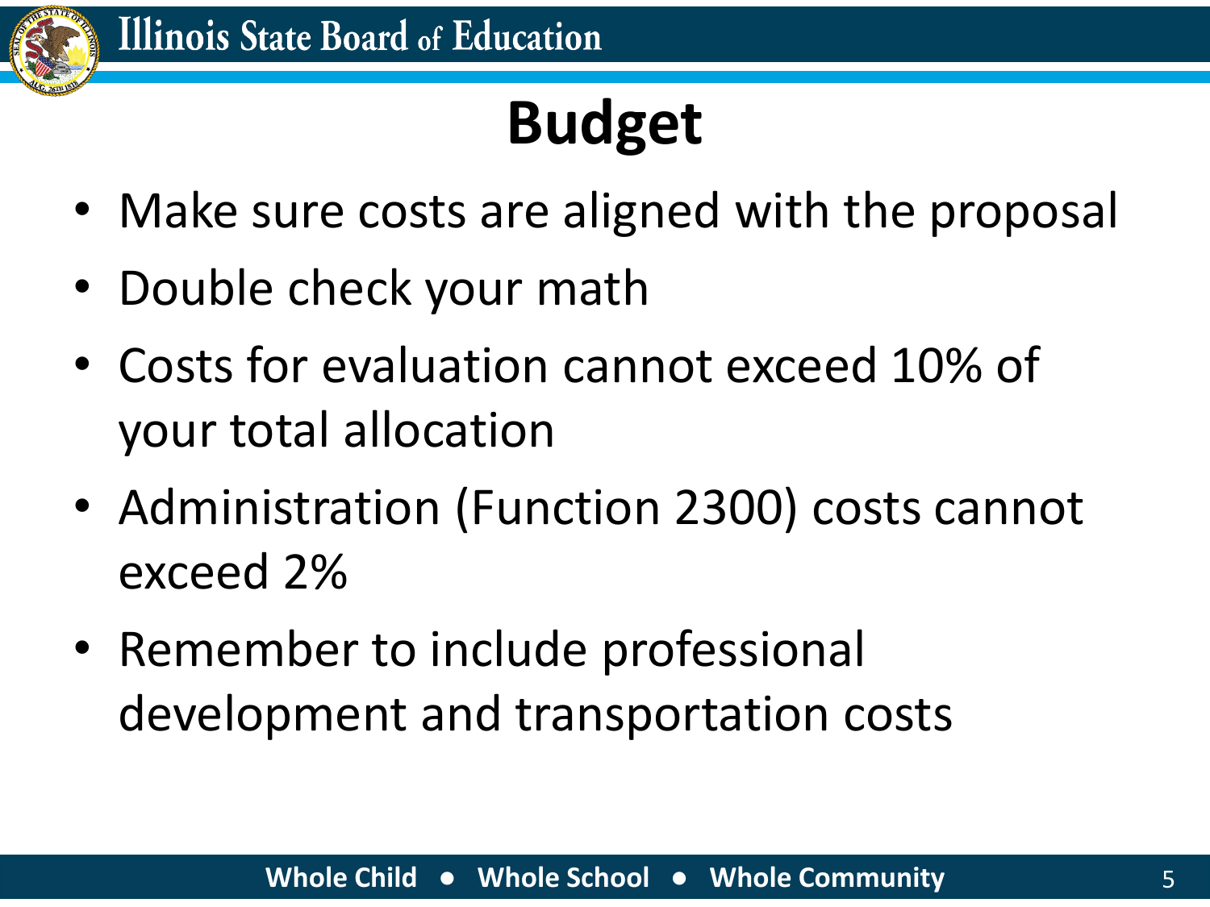# Budget

- Make sure costs are aligned with the proposal
- Double check your math
- Costs for evaluation cannot exceed 10% of your total allocation
- Administration (Function 2300) costs cannot exceed 2%
- Remember to include professional development and transportation costs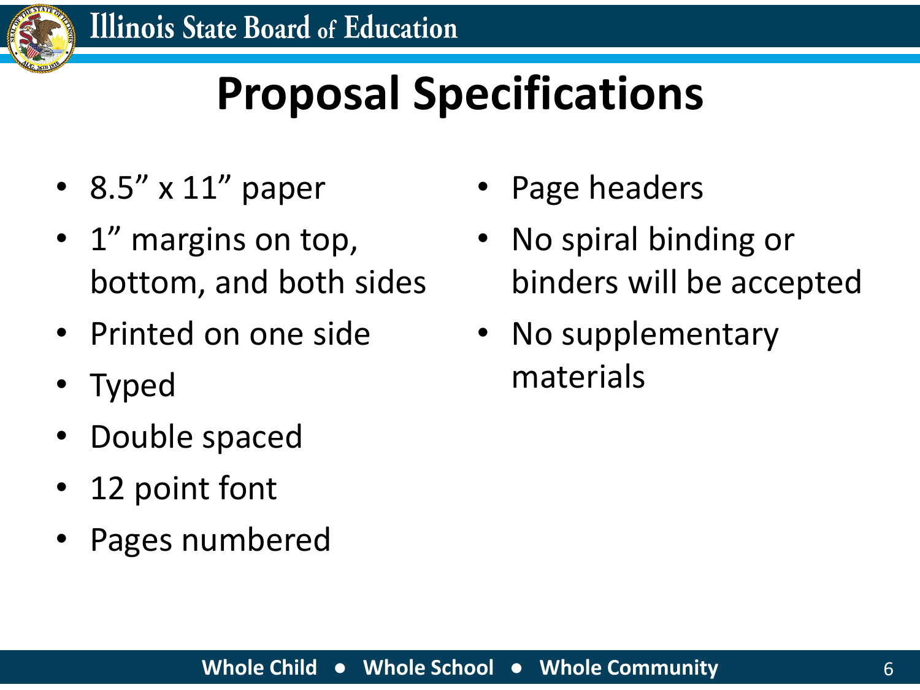# Proposal Specifications

- 8.5” x 11” paper
- 1” margins on top, bottom, and both sides
- Printed on one side
- Typed
- Double spaced
- 12 point font
- Pages numbered
- Page headers
- No spiral binding or binders will be accepted
- No supplementary materials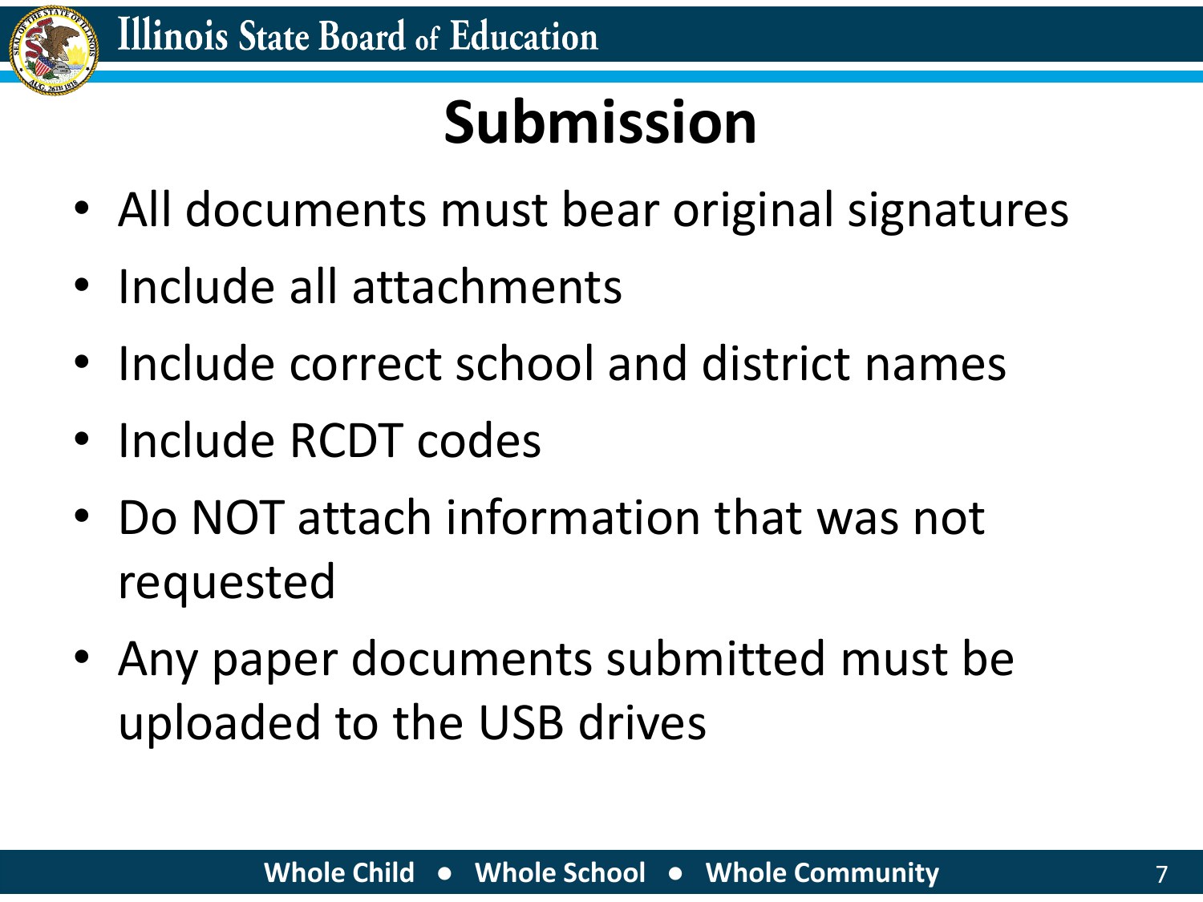# Submission

- All documents must bear original signatures
- Include all attachments
- Include correct school and district names
- Include RCDT codes
- Do NOT attach information that was not requested
- Any paper documents submitted must be uploaded to the USB drives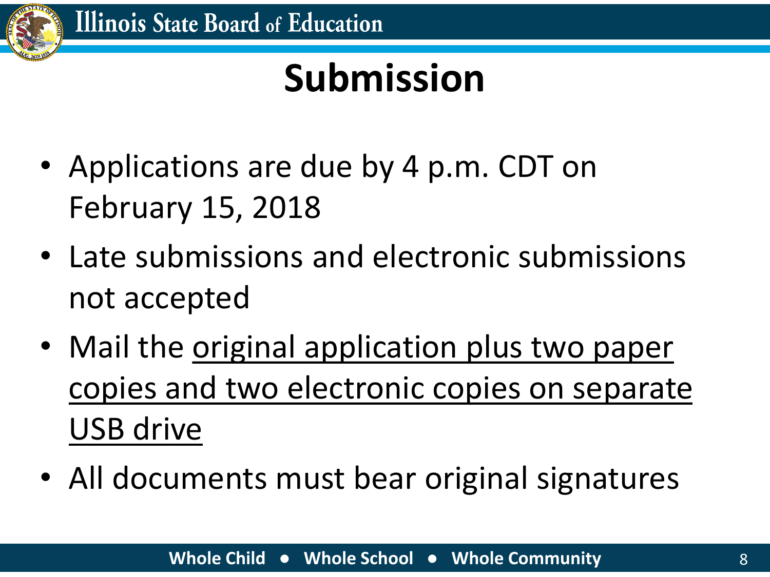# Submission

- Applications are due by 4 p.m. CDT on February 15, 2018
- Late submissions and electronic submissions not accepted
- Mail the <u>original application plus two paper copies and two electronic copies on separate USB drive</u>
- All documents must bear original signatures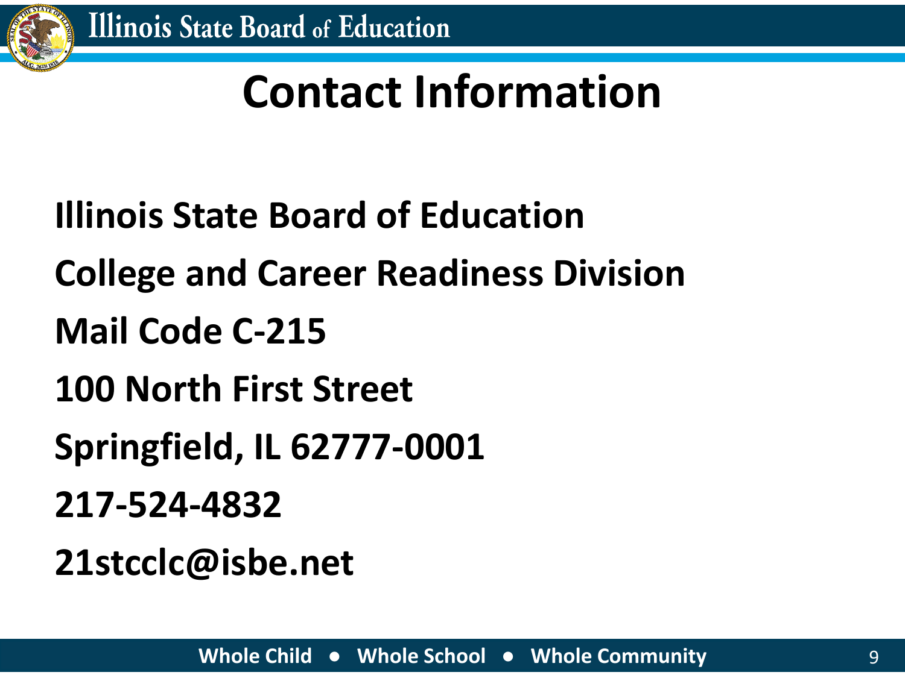# Contact Information

**Illinois State Board of Education**

**College and Career Readiness Division**

**Mail Code C-215**

**100 North First Street**

**Springfield, IL 62777-0001**

**217-524-4832**

**21stcclc@isbe.net**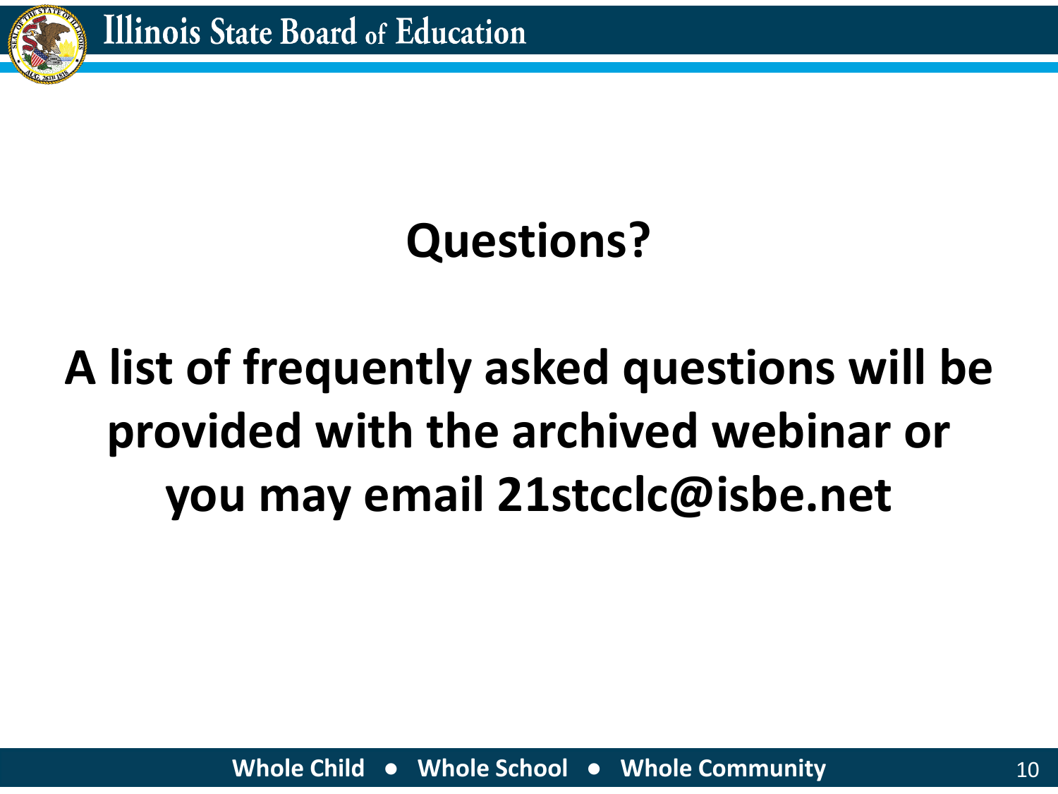# Questions?

**A list of frequently asked questions will be provided with the archived webinar or you may email 21stcclc@isbe.net**